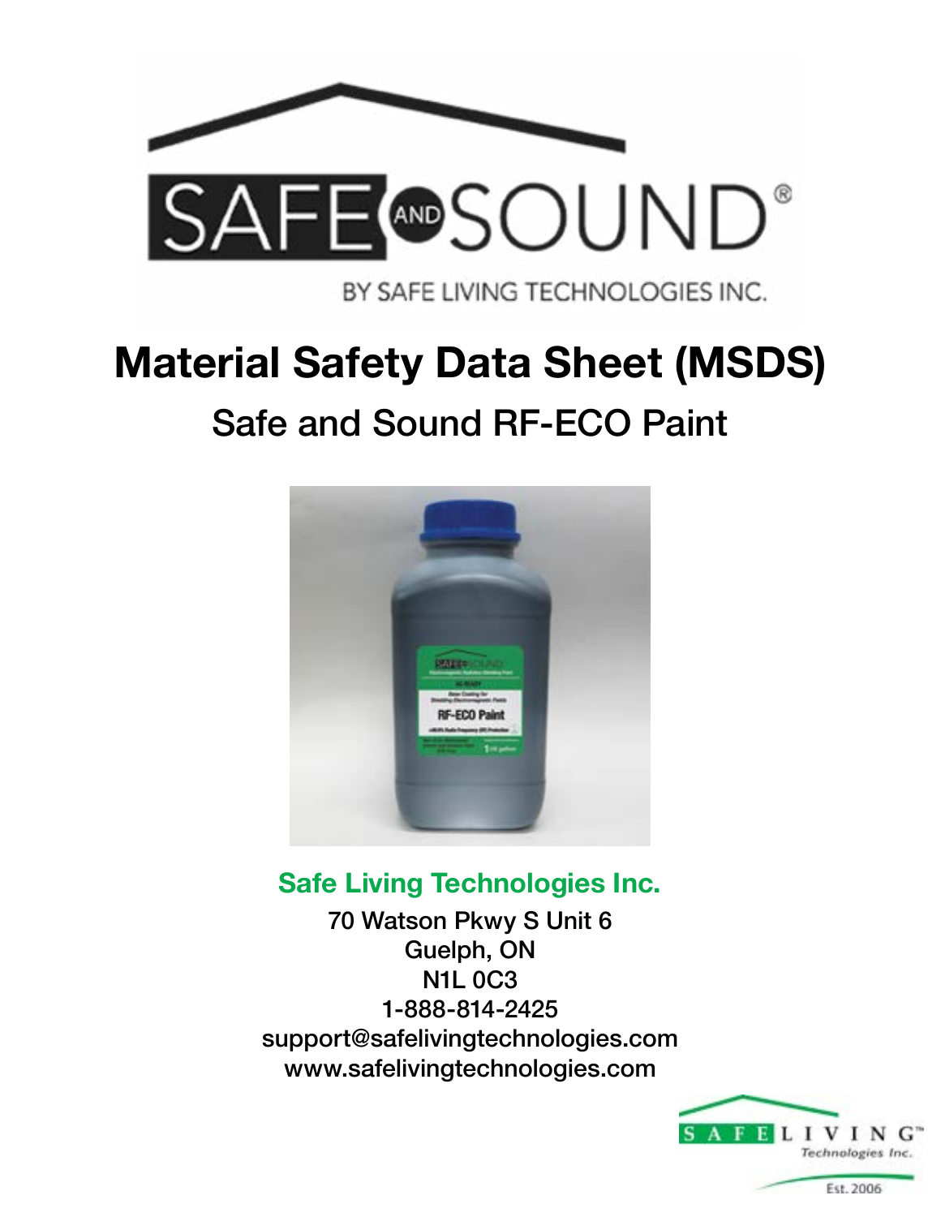SAFE AND SOUND®

BY SAFE LIVING TECHNOLOGIES INC.

# Material Safety Data Sheet (MSDS)

## Safe and Sound RF-ECO Paint

**Safe Living Technologies Inc.**

70 Watson Pkwy S Unit 6
Guelph, ON
N1L 0C3
1-888-814-2425
support@safelivingtechnologies.com
www.safelivingtechnologies.com

SAFE LIVING™ Technologies Inc.
Est. 2006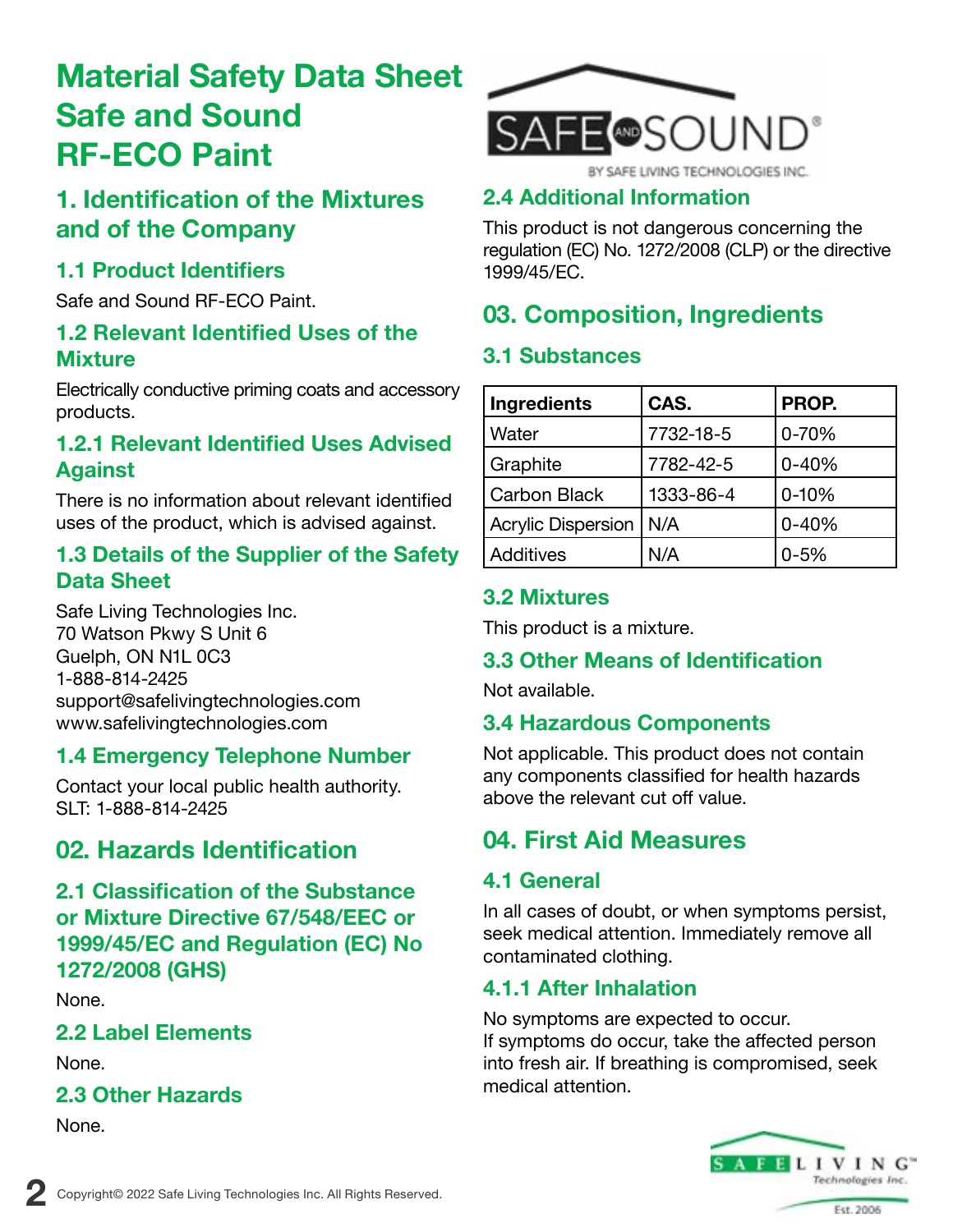# Material Safety Data Sheet Safe and Sound RF-ECO Paint

## 1. Identification of the Mixtures and of the Company

### 1.1 Product Identifiers

Safe and Sound RF-ECO Paint.

### 1.2 Relevant Identified Uses of the Mixture

Electrically conductive priming coats and accessory products.

### 1.2.1 Relevant Identified Uses Advised Against

There is no information about relevant identified uses of the product, which is advised against.

### 1.3 Details of the Supplier of the Safety Data Sheet

Safe Living Technologies Inc.
70 Watson Pkwy S Unit 6
Guelph, ON N1L 0C3
1-888-814-2425
support@safelivingtechnologies.com
www.safelivingtechnologies.com

### 1.4 Emergency Telephone Number

Contact your local public health authority.
SLT: 1-888-814-2425

## 02. Hazards Identification

### 2.1 Classification of the Substance or Mixture Directive 67/548/EEC or 1999/45/EC and Regulation (EC) No 1272/2008 (GHS)

None.

### 2.2 Label Elements

None.

### 2.3 Other Hazards

None.

### 2.4 Additional Information

This product is not dangerous concerning the regulation (EC) No. 1272/2008 (CLP) or the directive 1999/45/EC.

## 03. Composition, Ingredients

### 3.1 Substances

| Ingredients | CAS. | PROP. |
|---|---|---|
| Water | 7732-18-5 | 0-70% |
| Graphite | 7782-42-5 | 0-40% |
| Carbon Black | 1333-86-4 | 0-10% |
| Acrylic Dispersion | N/A | 0-40% |
| Additives | N/A | 0-5% |

### 3.2 Mixtures

This product is a mixture.

### 3.3 Other Means of Identification

Not available.

### 3.4 Hazardous Components

Not applicable. This product does not contain any components classified for health hazards above the relevant cut off value.

## 04. First Aid Measures

### 4.1 General

In all cases of doubt, or when symptoms persist, seek medical attention. Immediately remove all contaminated clothing.

### 4.1.1 After Inhalation

No symptoms are expected to occur.
If symptoms do occur, take the affected person into fresh air. If breathing is compromised, seek medical attention.

Copyright© 2022 Safe Living Technologies Inc. All Rights Reserved.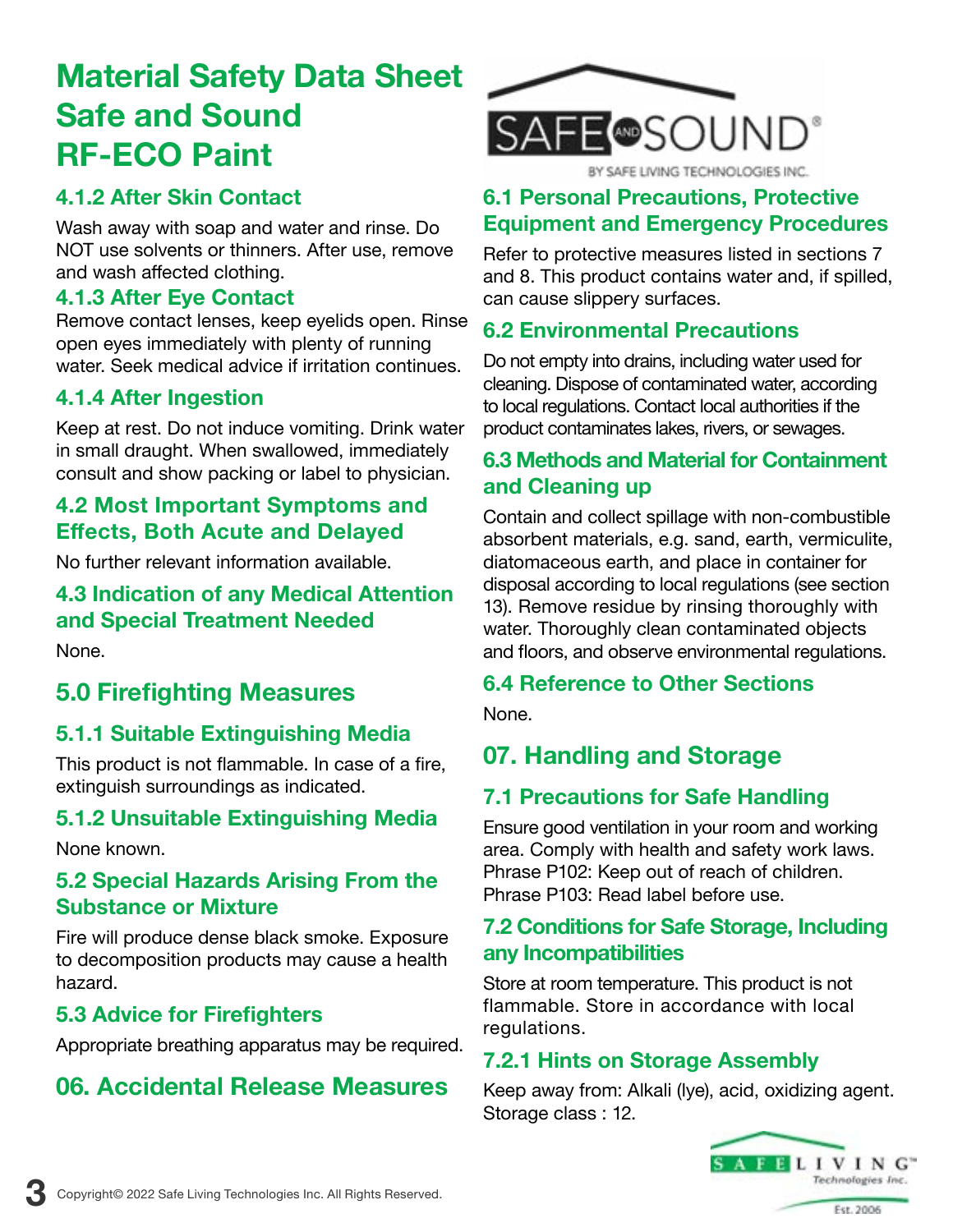# Material Safety Data Sheet Safe and Sound RF-ECO Paint

### 4.1.2 After Skin Contact

Wash away with soap and water and rinse. Do NOT use solvents or thinners. After use, remove and wash affected clothing.

### 4.1.3 After Eye Contact

Remove contact lenses, keep eyelids open. Rinse open eyes immediately with plenty of running water. Seek medical advice if irritation continues.

### 4.1.4 After Ingestion

Keep at rest. Do not induce vomiting. Drink water in small draught. When swallowed, immediately consult and show packing or label to physician.

### 4.2 Most Important Symptoms and Effects, Both Acute and Delayed

No further relevant information available.

### 4.3 Indication of any Medical Attention and Special Treatment Needed

None.

## 5.0 Firefighting Measures

### 5.1.1 Suitable Extinguishing Media

This product is not flammable. In case of a fire, extinguish surroundings as indicated.

### 5.1.2 Unsuitable Extinguishing Media

None known.

### 5.2 Special Hazards Arising From the Substance or Mixture

Fire will produce dense black smoke. Exposure to decomposition products may cause a health hazard.

### 5.3 Advice for Firefighters

Appropriate breathing apparatus may be required.

## 06. Accidental Release Measures

### 6.1 Personal Precautions, Protective Equipment and Emergency Procedures

Refer to protective measures listed in sections 7 and 8. This product contains water and, if spilled, can cause slippery surfaces.

### 6.2 Environmental Precautions

Do not empty into drains, including water used for cleaning. Dispose of contaminated water, according to local regulations. Contact local authorities if the product contaminates lakes, rivers, or sewages.

### 6.3 Methods and Material for Containment and Cleaning up

Contain and collect spillage with non-combustible absorbent materials, e.g. sand, earth, vermiculite, diatomaceous earth, and place in container for disposal according to local regulations (see section 13). Remove residue by rinsing thoroughly with water. Thoroughly clean contaminated objects and floors, and observe environmental regulations.

### 6.4 Reference to Other Sections

None.

## 07. Handling and Storage

### 7.1 Precautions for Safe Handling

Ensure good ventilation in your room and working area. Comply with health and safety work laws.
Phrase P102: Keep out of reach of children.
Phrase P103: Read label before use.

### 7.2 Conditions for Safe Storage, Including any Incompatibilities

Store at room temperature. This product is not flammable. Store in accordance with local regulations.

### 7.2.1 Hints on Storage Assembly

Keep away from: Alkali (lye), acid, oxidizing agent.
Storage class : 12.

Copyright© 2022 Safe Living Technologies Inc. All Rights Reserved.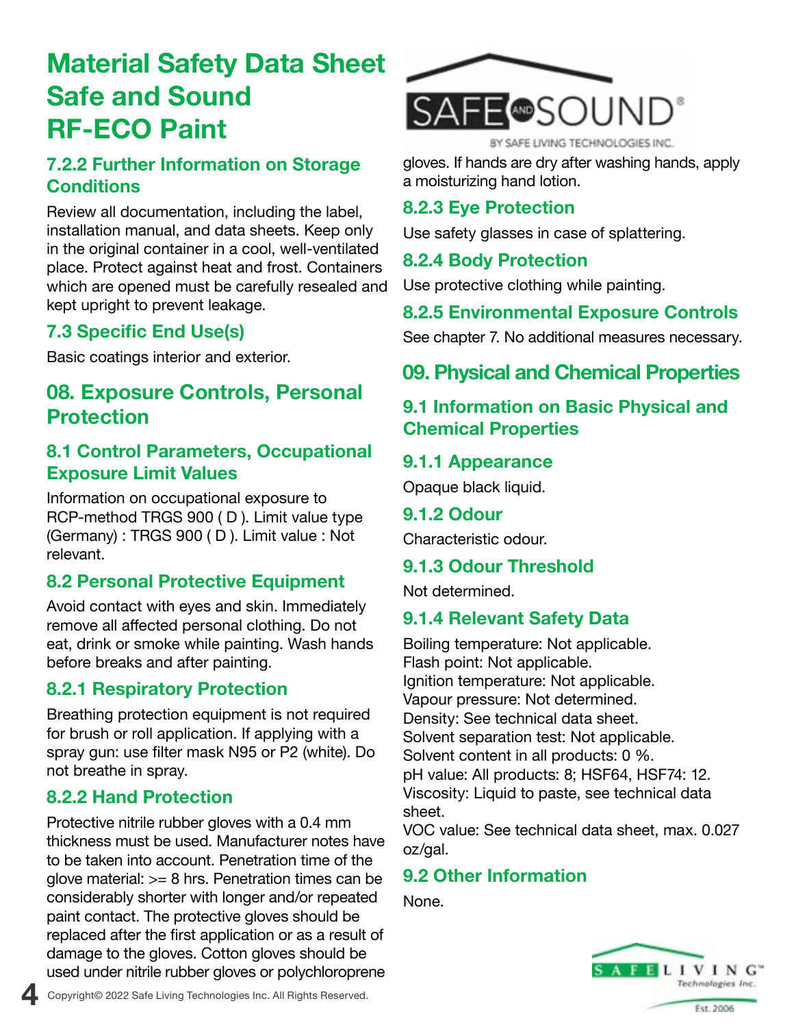# Material Safety Data Sheet Safe and Sound RF-ECO Paint

### 7.2.2 Further Information on Storage Conditions

Review all documentation, including the label, installation manual, and data sheets. Keep only in the original container in a cool, well-ventilated place. Protect against heat and frost. Containers which are opened must be carefully resealed and kept upright to prevent leakage.

### 7.3 Specific End Use(s)

Basic coatings interior and exterior.

## 08. Exposure Controls, Personal Protection

### 8.1 Control Parameters, Occupational Exposure Limit Values

Information on occupational exposure to RCP-method TRGS 900 ( D ). Limit value type (Germany) : TRGS 900 ( D ). Limit value : Not relevant.

### 8.2 Personal Protective Equipment

Avoid contact with eyes and skin. Immediately remove all affected personal clothing. Do not eat, drink or smoke while painting. Wash hands before breaks and after painting.

### 8.2.1 Respiratory Protection

Breathing protection equipment is not required for brush or roll application. If applying with a spray gun: use filter mask N95 or P2 (white). Do not breathe in spray.

### 8.2.2 Hand Protection

Protective nitrile rubber gloves with a 0.4 mm thickness must be used. Manufacturer notes have to be taken into account. Penetration time of the glove material: >= 8 hrs. Penetration times can be considerably shorter with longer and/or repeated paint contact. The protective gloves should be replaced after the first application or as a result of damage to the gloves. Cotton gloves should be used under nitrile rubber gloves or polychloroprene gloves. If hands are dry after washing hands, apply a moisturizing hand lotion.

### 8.2.3 Eye Protection

Use safety glasses in case of splattering.

### 8.2.4 Body Protection

Use protective clothing while painting.

### 8.2.5 Environmental Exposure Controls

See chapter 7. No additional measures necessary.

## 09. Physical and Chemical Properties

### 9.1 Information on Basic Physical and Chemical Properties

### 9.1.1 Appearance

Opaque black liquid.

### 9.1.2 Odour

Characteristic odour.

### 9.1.3 Odour Threshold

Not determined.

### 9.1.4 Relevant Safety Data

Boiling temperature: Not applicable.
Flash point: Not applicable.
Ignition temperature: Not applicable.
Vapour pressure: Not determined.
Density: See technical data sheet.
Solvent separation test: Not applicable.
Solvent content in all products: 0 %.
pH value: All products: 8; HSF64, HSF74: 12.
Viscosity: Liquid to paste, see technical data sheet.
VOC value: See technical data sheet, max. 0.027 oz/gal.

### 9.2 Other Information

None.

Copyright© 2022 Safe Living Technologies Inc. All Rights Reserved.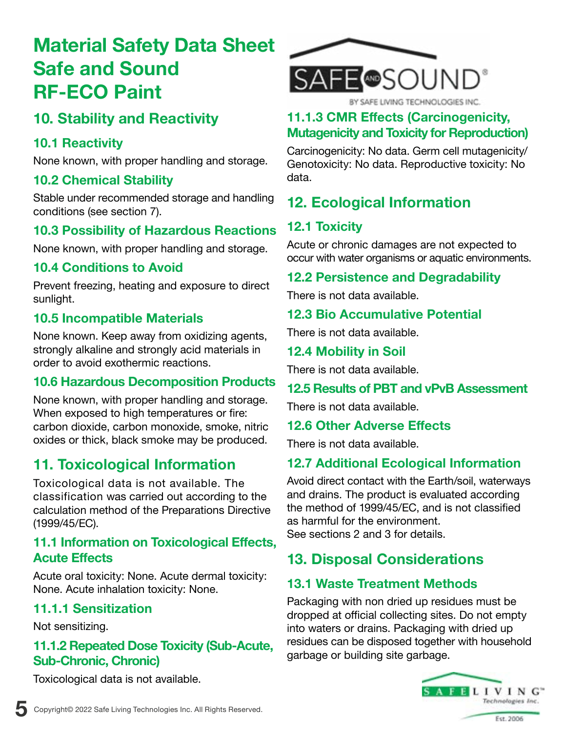# Material Safety Data Sheet Safe and Sound RF-ECO Paint

## 10. Stability and Reactivity

### 10.1 Reactivity

None known, with proper handling and storage.

### 10.2 Chemical Stability

Stable under recommended storage and handling conditions (see section 7).

### 10.3 Possibility of Hazardous Reactions

None known, with proper handling and storage.

### 10.4 Conditions to Avoid

Prevent freezing, heating and exposure to direct sunlight.

### 10.5 Incompatible Materials

None known. Keep away from oxidizing agents, strongly alkaline and strongly acid materials in order to avoid exothermic reactions.

### 10.6 Hazardous Decomposition Products

None known, with proper handling and storage. When exposed to high temperatures or fire: carbon dioxide, carbon monoxide, smoke, nitric oxides or thick, black smoke may be produced.

## 11. Toxicological Information

Toxicological data is not available. The classification was carried out according to the calculation method of the Preparations Directive (1999/45/EC).

### 11.1 Information on Toxicological Effects, Acute Effects

Acute oral toxicity: None. Acute dermal toxicity: None. Acute inhalation toxicity: None.

### 11.1.1 Sensitization

Not sensitizing.

### 11.1.2 Repeated Dose Toxicity (Sub-Acute, Sub-Chronic, Chronic)

Toxicological data is not available.

### 11.1.3 CMR Effects (Carcinogenicity, Mutagenicity and Toxicity for Reproduction)

Carcinogenicity: No data. Germ cell mutagenicity/ Genotoxicity: No data. Reproductive toxicity: No data.

## 12. Ecological Information

### 12.1 Toxicity

Acute or chronic damages are not expected to occur with water organisms or aquatic environments.

### 12.2 Persistence and Degradability

There is not data available.

### 12.3 Bio Accumulative Potential

There is not data available.

### 12.4 Mobility in Soil

There is not data available.

### 12.5 Results of PBT and vPvB Assessment

There is not data available.

### 12.6 Other Adverse Effects

There is not data available.

### 12.7 Additional Ecological Information

Avoid direct contact with the Earth/soil, waterways and drains. The product is evaluated according the method of 1999/45/EC, and is not classified as harmful for the environment.
See sections 2 and 3 for details.

## 13. Disposal Considerations

### 13.1 Waste Treatment Methods

Packaging with non dried up residues must be dropped at official collecting sites. Do not empty into waters or drains. Packaging with dried up residues can be disposed together with household garbage or building site garbage.

Copyright© 2022 Safe Living Technologies Inc. All Rights Reserved.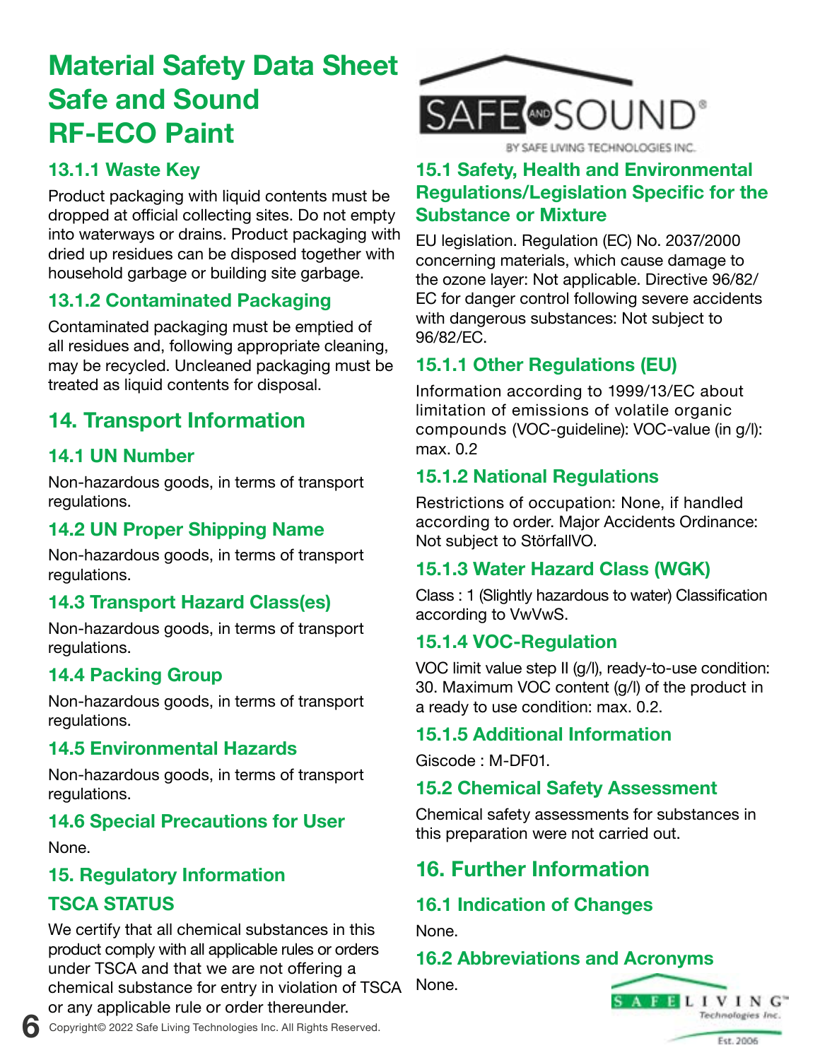# Material Safety Data Sheet Safe and Sound RF-ECO Paint

### 13.1.1 Waste Key

Product packaging with liquid contents must be dropped at official collecting sites. Do not empty into waterways or drains. Product packaging with dried up residues can be disposed together with household garbage or building site garbage.

### 13.1.2 Contaminated Packaging

Contaminated packaging must be emptied of all residues and, following appropriate cleaning, may be recycled. Uncleaned packaging must be treated as liquid contents for disposal.

## 14. Transport Information

### 14.1 UN Number

Non-hazardous goods, in terms of transport regulations.

### 14.2 UN Proper Shipping Name

Non-hazardous goods, in terms of transport regulations.

### 14.3 Transport Hazard Class(es)

Non-hazardous goods, in terms of transport regulations.

### 14.4 Packing Group

Non-hazardous goods, in terms of transport regulations.

### 14.5 Environmental Hazards

Non-hazardous goods, in terms of transport regulations.

### 14.6 Special Precautions for User

None.

## 15. Regulatory Information

### TSCA STATUS

We certify that all chemical substances in this product comply with all applicable rules or orders under TSCA and that we are not offering a chemical substance for entry in violation of TSCA or any applicable rule or order thereunder.

### 15.1 Safety, Health and Environmental Regulations/Legislation Specific for the Substance or Mixture

EU legislation. Regulation (EC) No. 2037/2000 concerning materials, which cause damage to the ozone layer: Not applicable. Directive 96/82/EC for danger control following severe accidents with dangerous substances: Not subject to 96/82/EC.

### 15.1.1 Other Regulations (EU)

Information according to 1999/13/EC about limitation of emissions of volatile organic compounds (VOC-guideline): VOC-value (in g/l): max. 0.2

### 15.1.2 National Regulations

Restrictions of occupation: None, if handled according to order. Major Accidents Ordinance: Not subject to StörfallVO.

### 15.1.3 Water Hazard Class (WGK)

Class : 1 (Slightly hazardous to water) Classification according to VwVwS.

### 15.1.4 VOC-Regulation

VOC limit value step II (g/l), ready-to-use condition: 30. Maximum VOC content (g/l) of the product in a ready to use condition: max. 0.2.

### 15.1.5 Additional Information

Giscode : M-DF01.

### 15.2 Chemical Safety Assessment

Chemical safety assessments for substances in this preparation were not carried out.

## 16. Further Information

### 16.1 Indication of Changes

None.

### 16.2 Abbreviations and Acronyms

None.

Copyright© 2022 Safe Living Technologies Inc. All Rights Reserved.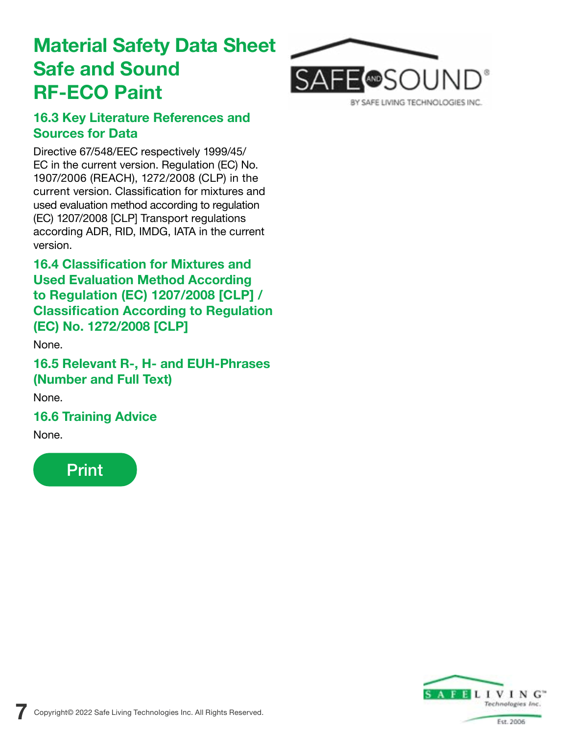# Material Safety Data Sheet Safe and Sound RF-ECO Paint

### 16.3 Key Literature References and Sources for Data

Directive 67/548/EEC respectively 1999/45/ EC in the current version. Regulation (EC) No. 1907/2006 (REACH), 1272/2008 (CLP) in the current version. Classification for mixtures and used evaluation method according to regulation (EC) 1207/2008 [CLP] Transport regulations according ADR, RID, IMDG, IATA in the current version.

### 16.4 Classification for Mixtures and Used Evaluation Method According to Regulation (EC) 1207/2008 [CLP] / Classification According to Regulation (EC) No. 1272/2008 [CLP]

None.

### 16.5 Relevant R-, H- and EUH-Phrases (Number and Full Text)

None.

### 16.6 Training Advice

None.

Print

Copyright© 2022 Safe Living Technologies Inc. All Rights Reserved.